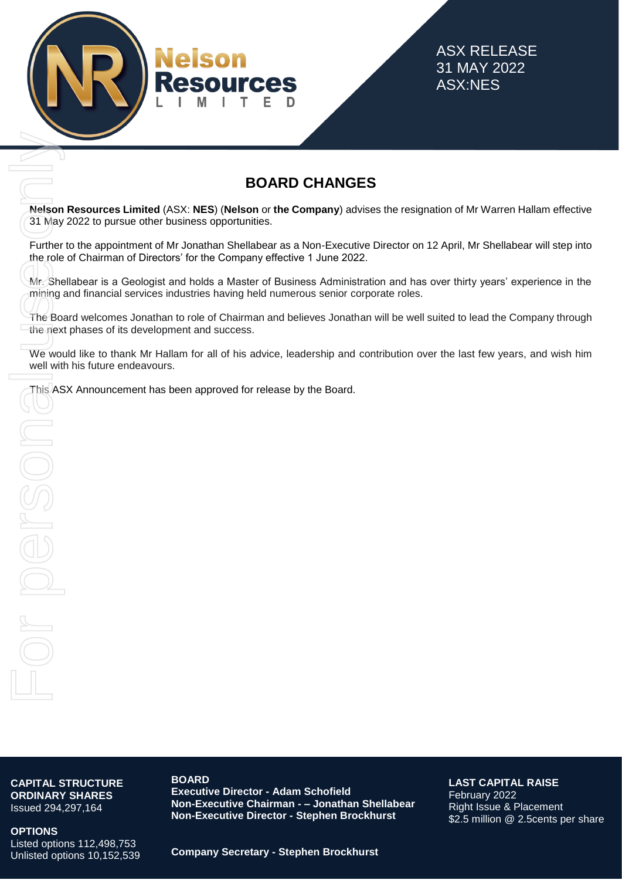ASX RELEASE
31 MAY 2022
ASX:NES

# BOARD CHANGES

**Nelson Resources Limited** (ASX: **NES**) (**Nelson** or **the Company**) advises the resignation of Mr Warren Hallam effective 31 May 2022 to pursue other business opportunities.

Further to the appointment of Mr Jonathan Shellabear as a Non-Executive Director on 12 April, Mr Shellabear will step into the role of Chairman of Directors' for the Company effective 1 June 2022.

Mr. Shellabear is a Geologist and holds a Master of Business Administration and has over thirty years' experience in the mining and financial services industries having held numerous senior corporate roles.

The Board welcomes Jonathan to role of Chairman and believes Jonathan will be well suited to lead the Company through the next phases of its development and success.

We would like to thank Mr Hallam for all of his advice, leadership and contribution over the last few years, and wish him well with his future endeavours.

This ASX Announcement has been approved for release by the Board.

**CAPITAL STRUCTURE**
**ORDINARY SHARES**
Issued 294,297,164

**OPTIONS**
Listed options 112,498,753
Unlisted options 10,152,539

**BOARD**
**Executive Director - Adam Schofield**
**Non-Executive Chairman - – Jonathan Shellabear**
**Non-Executive Director - Stephen Brockhurst**

**Company Secretary - Stephen Brockhurst**

**LAST CAPITAL RAISE**
February 2022
Right Issue & Placement
$2.5 million @ 2.5cents per share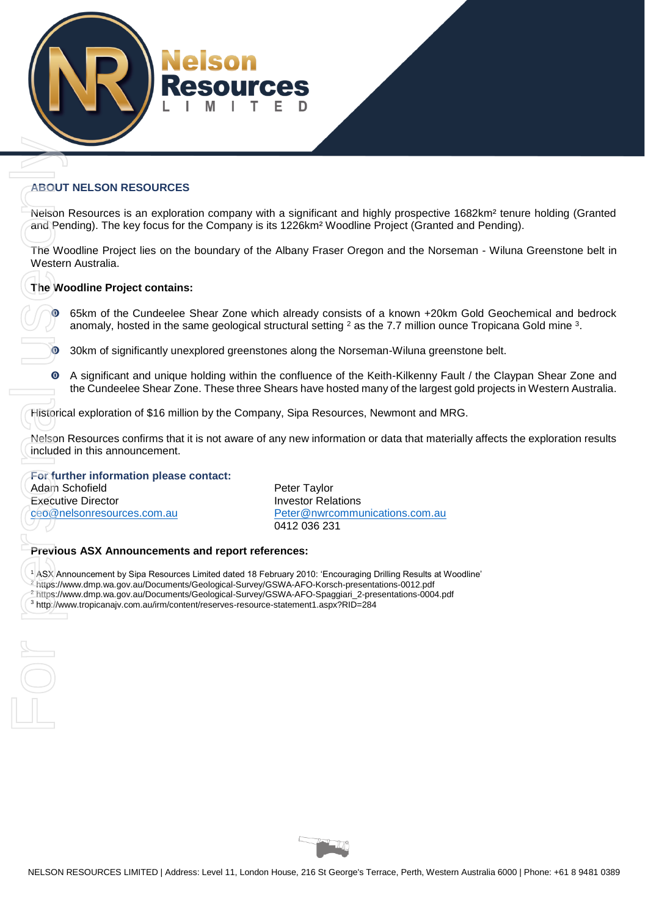## ABOUT NELSON RESOURCES

Nelson Resources is an exploration company with a significant and highly prospective 1682km² tenure holding (Granted and Pending). The key focus for the Company is its 1226km² Woodline Project (Granted and Pending).

The Woodline Project lies on the boundary of the Albany Fraser Oregon and the Norseman - Wiluna Greenstone belt in Western Australia.

**The Woodline Project contains:**

- 65km of the Cundeelee Shear Zone which already consists of a known +20km Gold Geochemical and bedrock anomaly, hosted in the same geological structural setting [2] as the 7.7 million ounce Tropicana Gold mine [3].
- 30km of significantly unexplored greenstones along the Norseman-Wiluna greenstone belt.
- A significant and unique holding within the confluence of the Keith-Kilkenny Fault / the Claypan Shear Zone and the Cundeelee Shear Zone. These three Shears have hosted many of the largest gold projects in Western Australia.

Historical exploration of $16 million by the Company, Sipa Resources, Newmont and MRG.

Nelson Resources confirms that it is not aware of any new information or data that materially affects the exploration results included in this announcement.

**For further information please contact:**

Adam Schofield
Executive Director
ceo@nelsonresources.com.au

Peter Taylor
Investor Relations
Peter@nwrcommunications.com.au
0412 036 231

**Previous ASX Announcements and report references:**

[1] ASX Announcement by Sipa Resources Limited dated 18 February 2010: 'Encouraging Drilling Results at Woodline'
[2] https://www.dmp.wa.gov.au/Documents/Geological-Survey/GSWA-AFO-Korsch-presentations-0012.pdf
[2] https://www.dmp.wa.gov.au/Documents/Geological-Survey/GSWA-AFO-Spaggiari_2-presentations-0004.pdf
[3] http://www.tropicanajv.com.au/irm/content/reserves-resource-statement1.aspx?RID=284